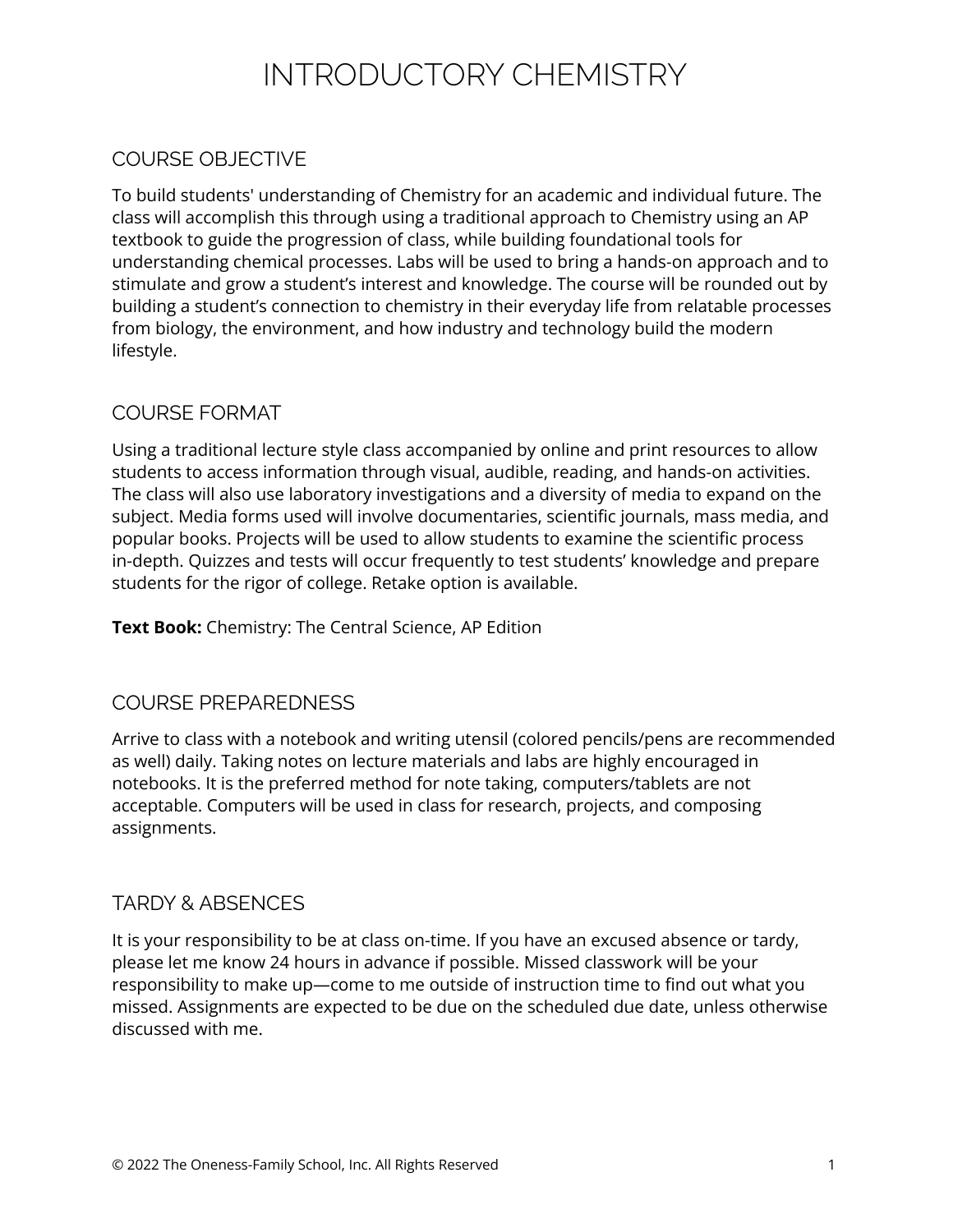# INTRODUCTORY CHEMISTRY

## COURSE OBJECTIVE

To build students' understanding of Chemistry for an academic and individual future. The class will accomplish this through using a traditional approach to Chemistry using an AP textbook to guide the progression of class, while building foundational tools for understanding chemical processes. Labs will be used to bring a hands-on approach and to stimulate and grow a student's interest and knowledge. The course will be rounded out by building a student's connection to chemistry in their everyday life from relatable processes from biology, the environment, and how industry and technology build the modern lifestyle.

## COURSE FORMAT

Using a traditional lecture style class accompanied by online and print resources to allow students to access information through visual, audible, reading, and hands-on activities. The class will also use laboratory investigations and a diversity of media to expand on the subject. Media forms used will involve documentaries, scientific journals, mass media, and popular books. Projects will be used to allow students to examine the scientific process in-depth. Quizzes and tests will occur frequently to test students' knowledge and prepare students for the rigor of college. Retake option is available.

**Text Book:** Chemistry: The Central Science, AP Edition

## COURSE PREPAREDNESS

Arrive to class with a notebook and writing utensil (colored pencils/pens are recommended as well) daily. Taking notes on lecture materials and labs are highly encouraged in notebooks. It is the preferred method for note taking, computers/tablets are not acceptable. Computers will be used in class for research, projects, and composing assignments.

## TARDY & ABSENCES

It is your responsibility to be at class on-time. If you have an excused absence or tardy, please let me know 24 hours in advance if possible. Missed classwork will be your responsibility to make up—come to me outside of instruction time to find out what you missed. Assignments are expected to be due on the scheduled due date, unless otherwise discussed with me.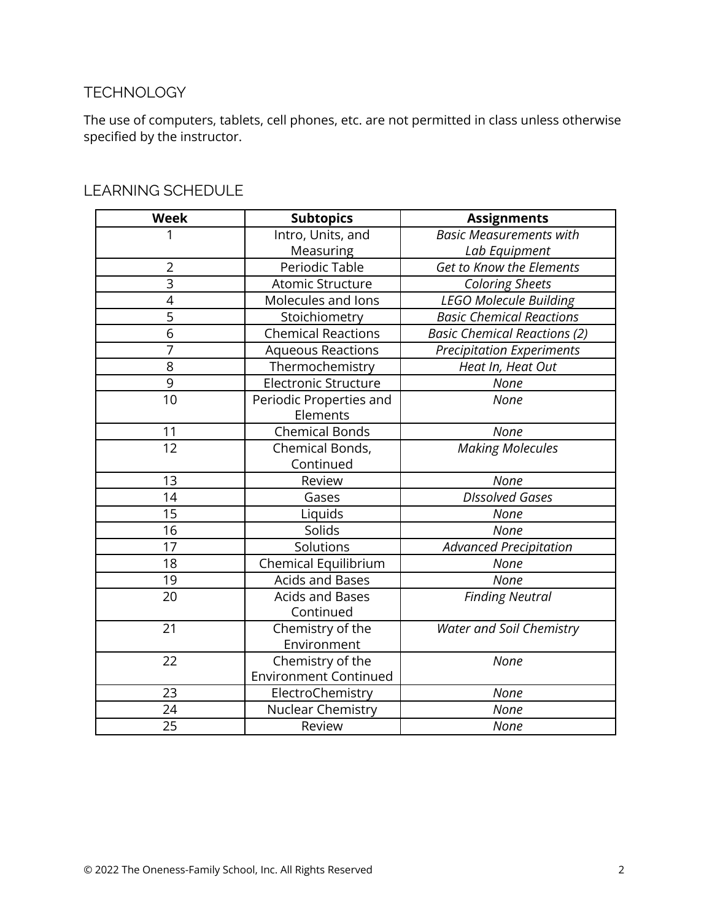## TECHNOLOGY

The use of computers, tablets, cell phones, etc. are not permitted in class unless otherwise specified by the instructor.

## LEARNING SCHEDULE

| Week | Subtopics | Assignments |
|---|---|---|
| 1 | Intro, Units, and Measuring | *Basic Measurements with Lab Equipment* |
| 2 | Periodic Table | *Get to Know the Elements* |
| 3 | Atomic Structure | *Coloring Sheets* |
| 4 | Molecules and Ions | *LEGO Molecule Building* |
| 5 | Stoichiometry | *Basic Chemical Reactions* |
| 6 | Chemical Reactions | *Basic Chemical Reactions (2)* |
| 7 | Aqueous Reactions | *Precipitation Experiments* |
| 8 | Thermochemistry | *Heat In, Heat Out* |
| 9 | Electronic Structure | *None* |
| 10 | Periodic Properties and Elements | *None* |
| 11 | Chemical Bonds | *None* |
| 12 | Chemical Bonds, Continued | *Making Molecules* |
| 13 | Review | *None* |
| 14 | Gases | *DIssolved Gases* |
| 15 | Liquids | *None* |
| 16 | Solids | *None* |
| 17 | Solutions | *Advanced Precipitation* |
| 18 | Chemical Equilibrium | *None* |
| 19 | Acids and Bases | *None* |
| 20 | Acids and Bases Continued | *Finding Neutral* |
| 21 | Chemistry of the Environment | *Water and Soil Chemistry* |
| 22 | Chemistry of the Environment Continued | *None* |
| 23 | ElectroChemistry | *None* |
| 24 | Nuclear Chemistry | *None* |
| 25 | Review | *None* |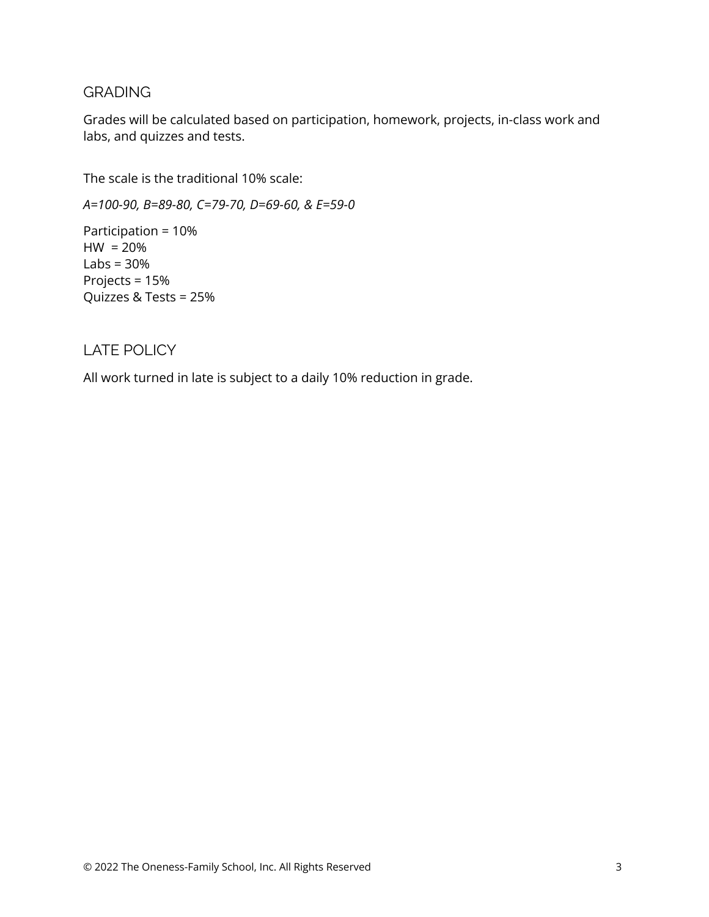## GRADING

Grades will be calculated based on participation, homework, projects, in-class work and labs, and quizzes and tests.

The scale is the traditional 10% scale:

*A=100-90, B=89-80, C=79-70, D=69-60, & E=59-0*

Participation = 10%
HW = 20%
Labs = 30%
Projects = 15%
Quizzes & Tests = 25%

## LATE POLICY

All work turned in late is subject to a daily 10% reduction in grade.